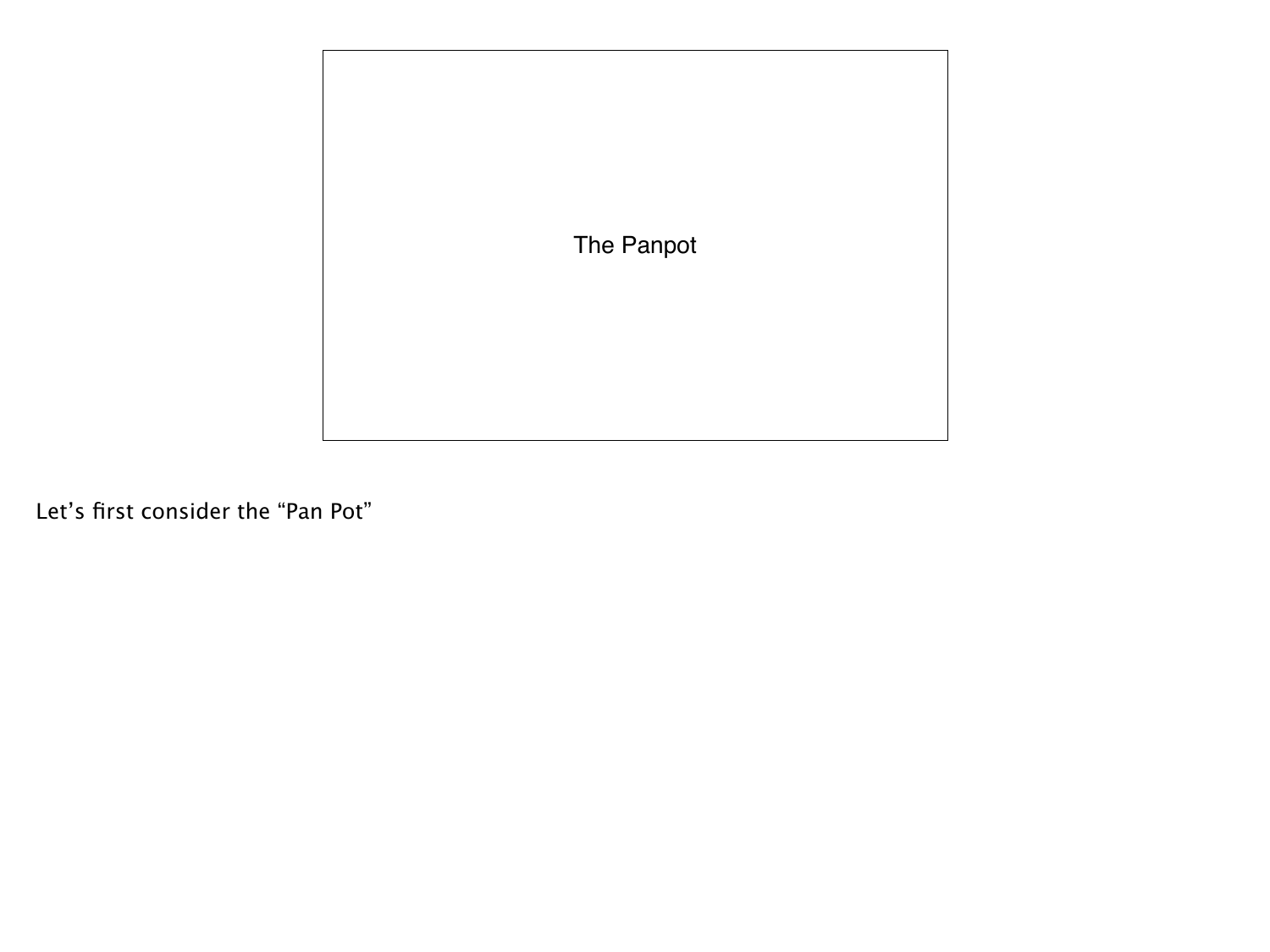# The Panpot

Let's first consider the "Pan Pot"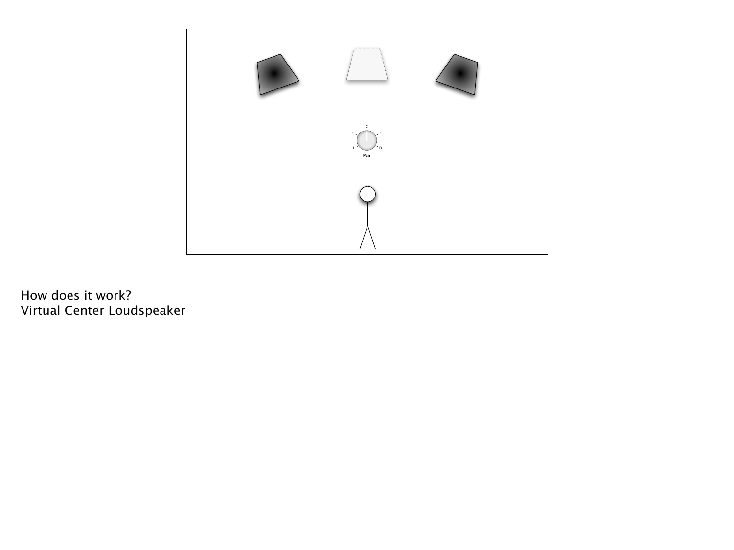How does it work?
Virtual Center Loudspeaker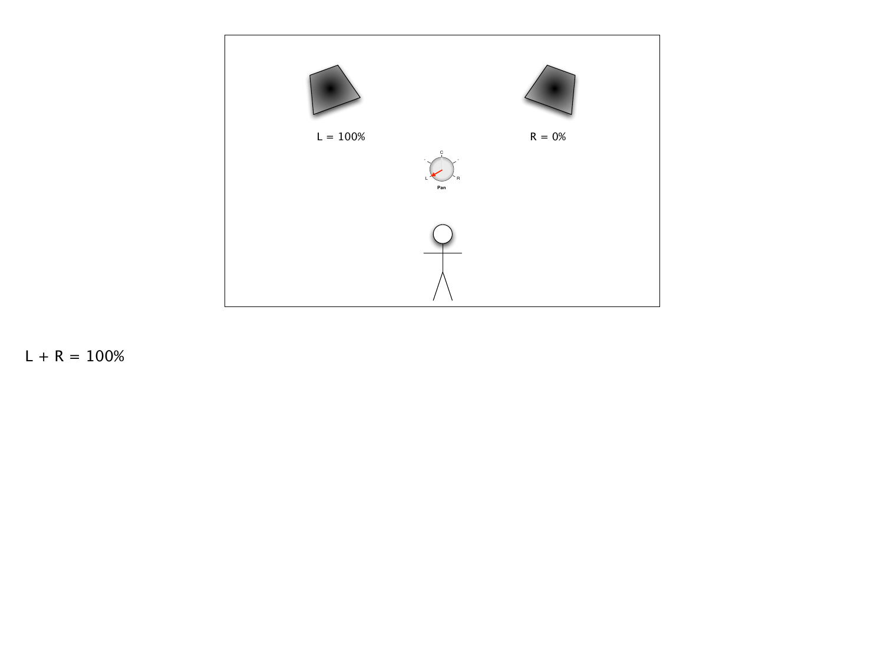L = 100%

R = 0%

C

L

R

Pan

L + R = 100%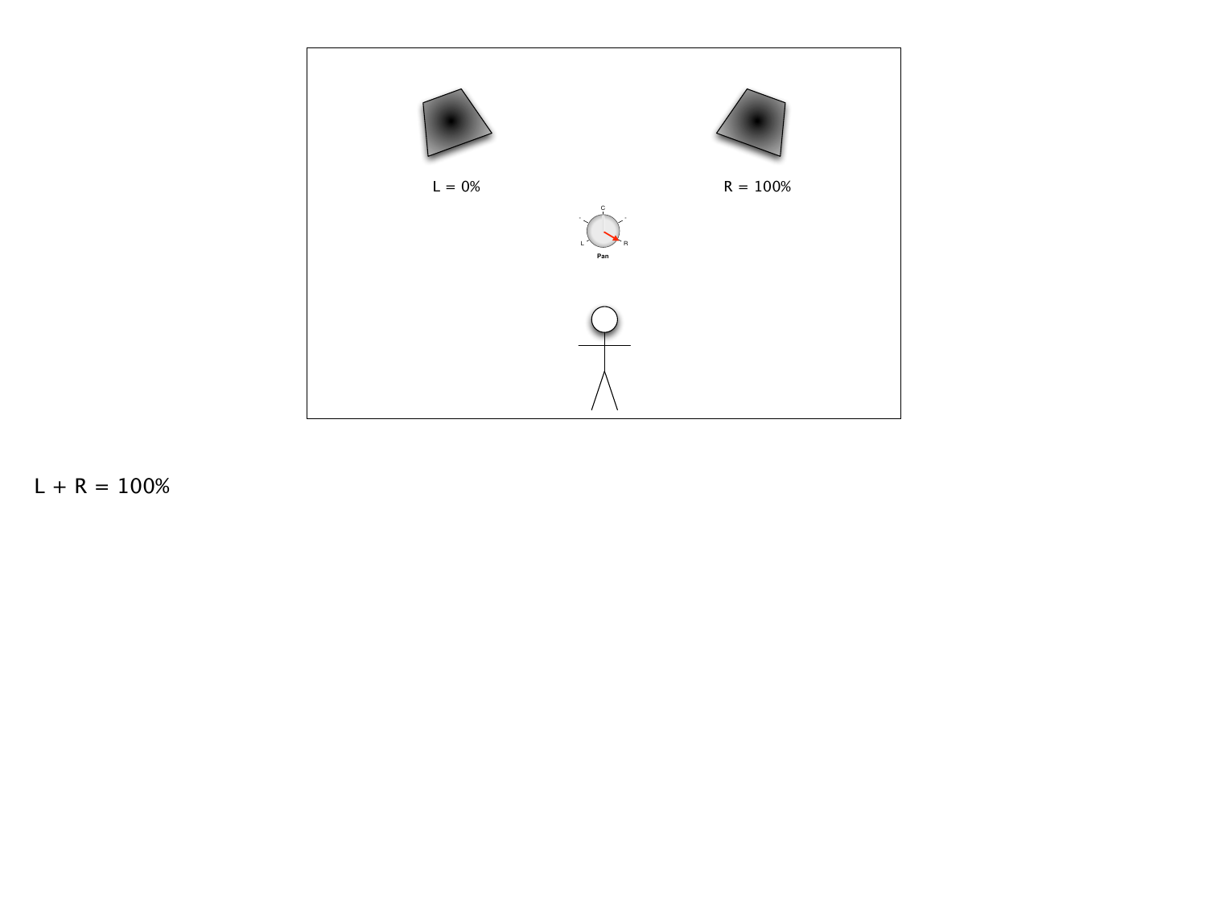L = 0%

R = 100%

L + R = 100%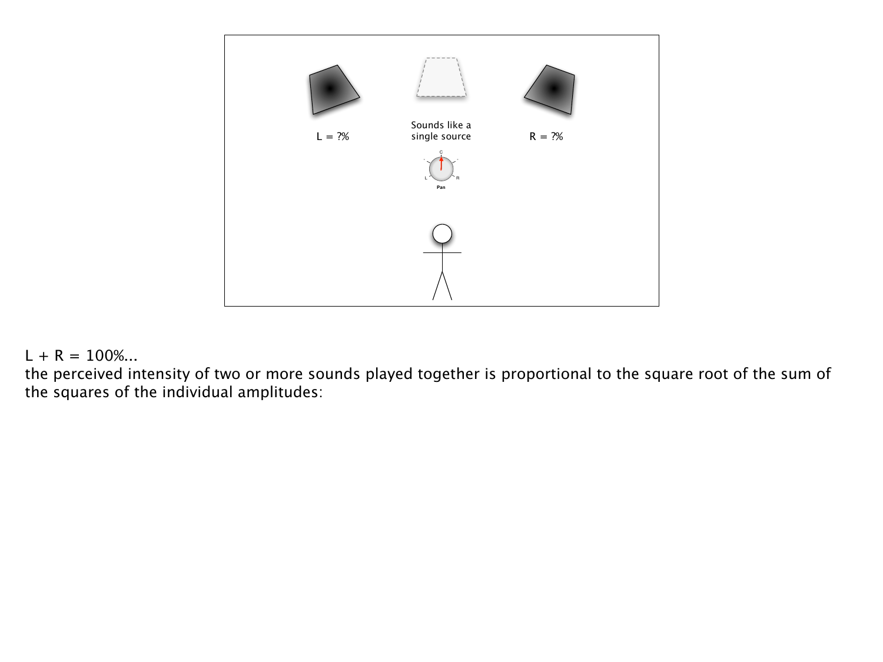L + R = 100%...

the perceived intensity of two or more sounds played together is proportional to the square root of the sum of the squares of the individual amplitudes: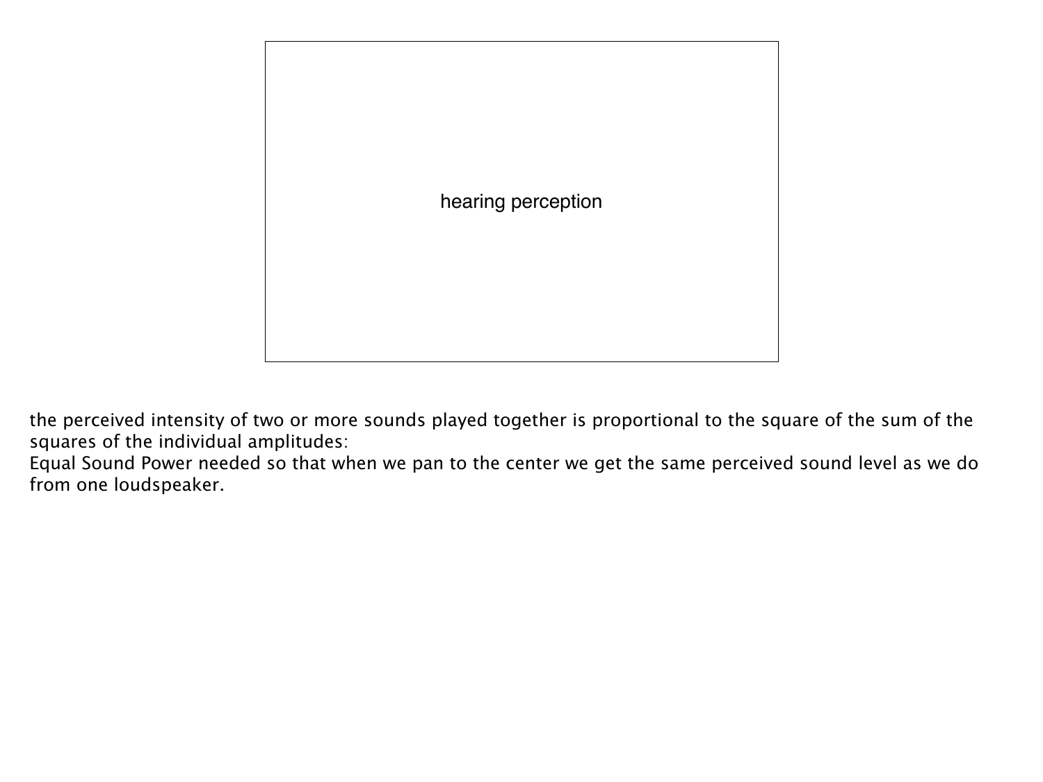hearing perception

the perceived intensity of two or more sounds played together is proportional to the square of the sum of the squares of the individual amplitudes:
Equal Sound Power needed so that when we pan to the center we get the same perceived sound level as we do from one loudspeaker.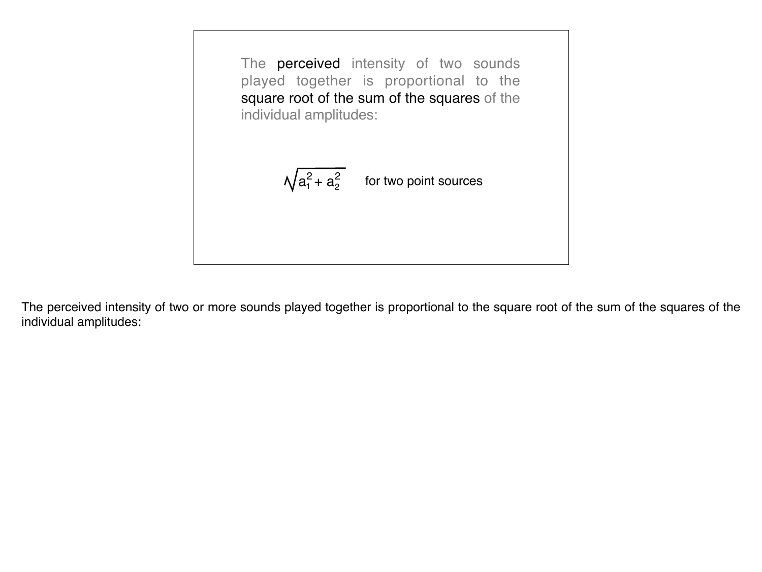The **perceived** intensity of two sounds played together is proportional to the **square root of the sum of the squares** of the individual amplitudes:

$$\sqrt{a_1^2 + a_2^2} \quad \text{for two point sources}$$

The perceived intensity of two or more sounds played together is proportional to the square root of the sum of the squares of the individual amplitudes: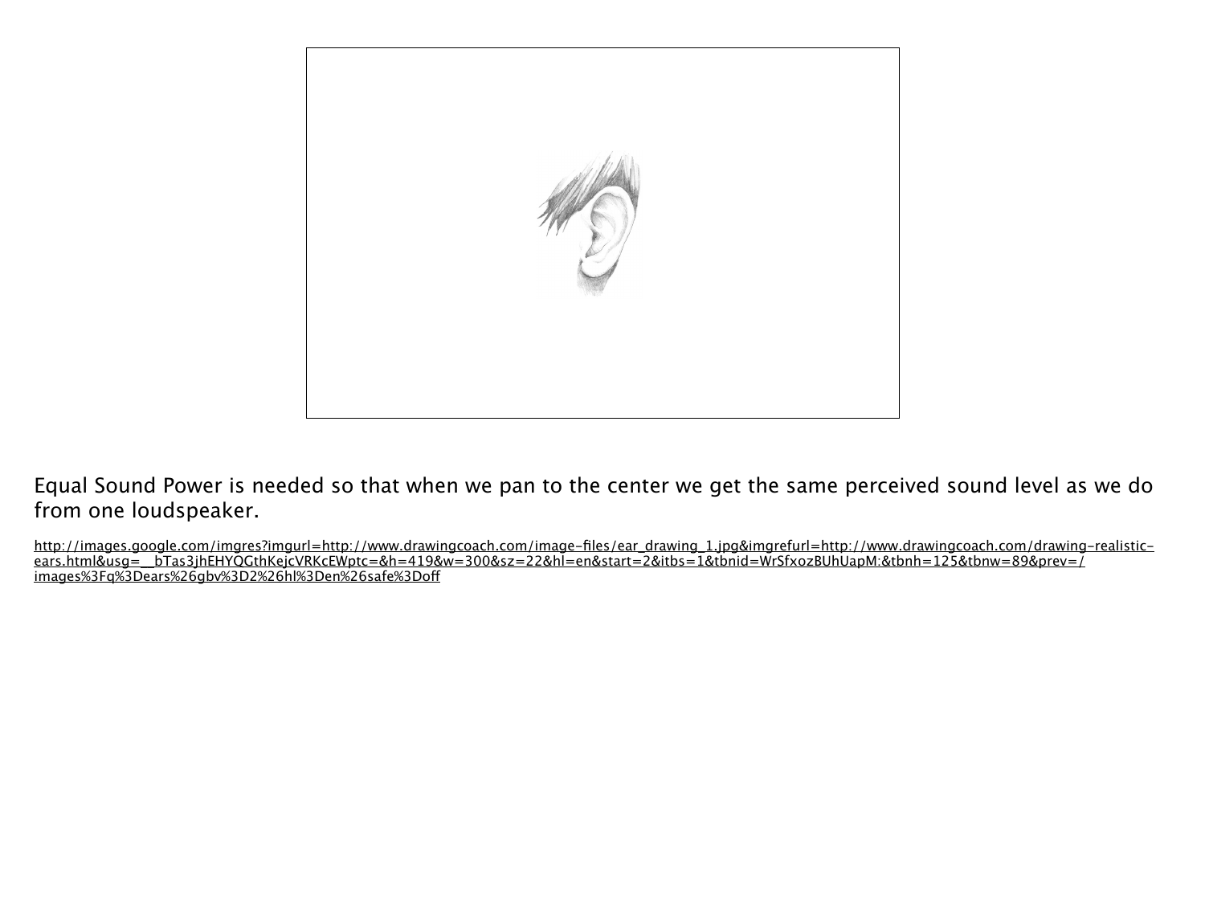Equal Sound Power is needed so that when we pan to the center we get the same perceived sound level as we do from one loudspeaker.

http://images.google.com/imgres?imgurl=http://www.drawingcoach.com/image-files/ear_drawing_1.jpg&imgrefurl=http://www.drawingcoach.com/drawing-realistic-ears.html&usg=__bTas3jhEHYQGthKejcVRKcEWptc=&h=419&w=300&sz=22&hl=en&start=2&itbs=1&tbnid=WrSfxozBUhUapM:&tbnh=125&tbnw=89&prev=/images%3Fq%3Dears%26gbv%3D2%26hl%3Den%26safe%3Doff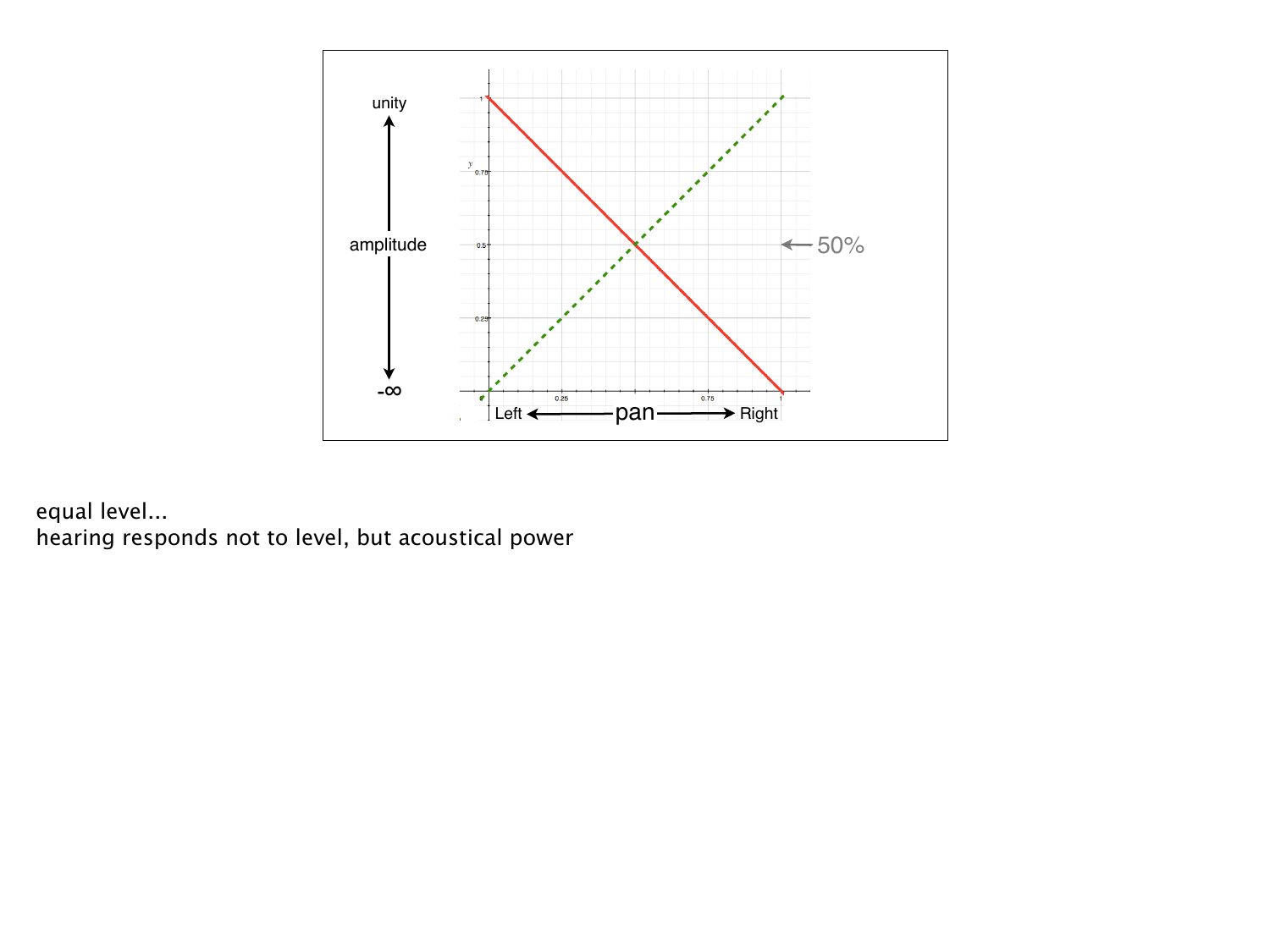equal level...
hearing responds not to level, but acoustical power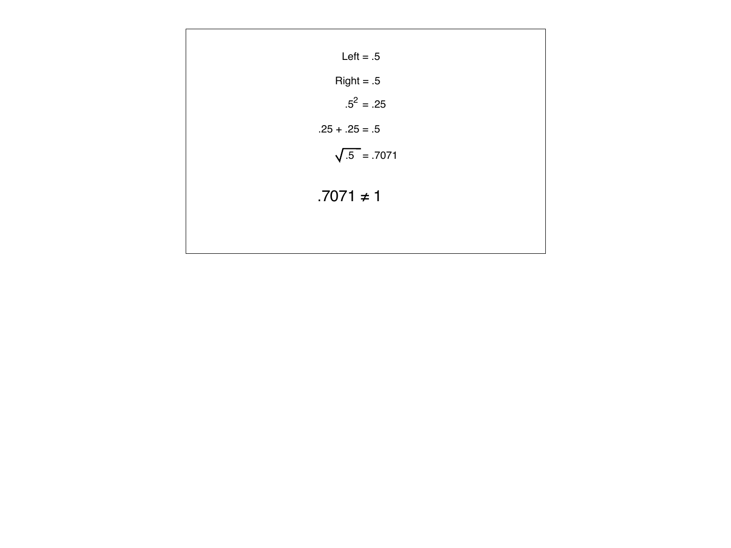Left = .5

Right = .5

$.5^2 = .25$

$.25 + .25 = .5$

$\sqrt{.5} = .7071$

$.7071 \neq 1$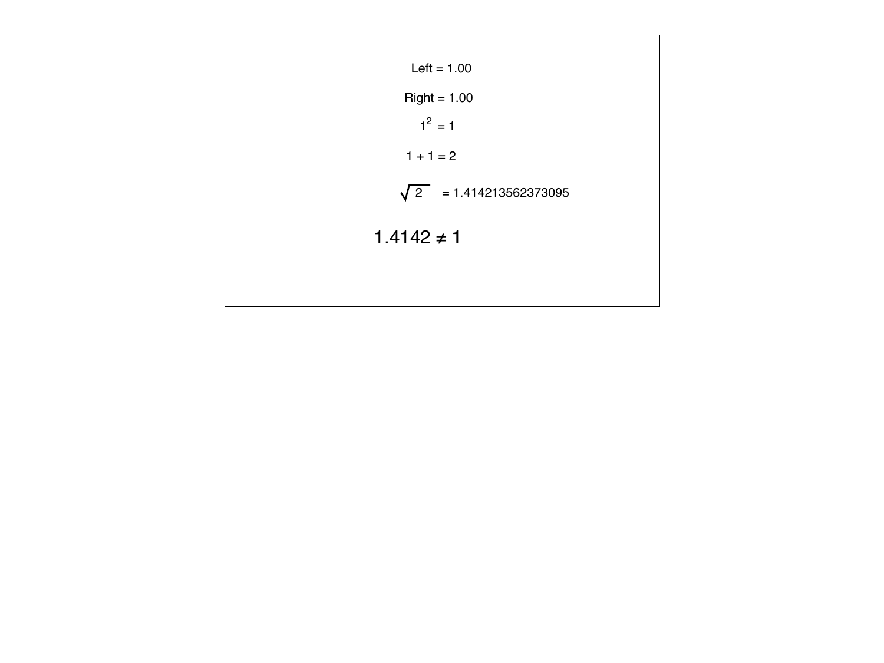Left = 1.00

Right = 1.00

$1^2 = 1$

$1 + 1 = 2$

$\sqrt{2} = 1.414213562373095$

$1.4142 \neq 1$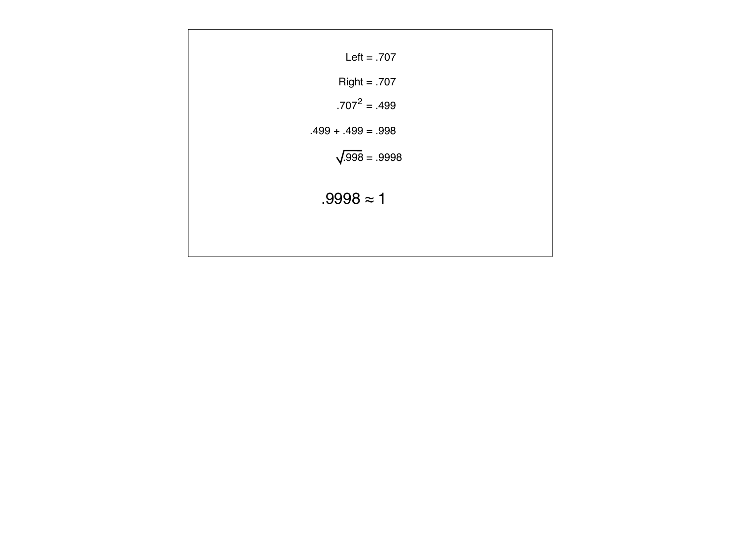Left = .707

Right = .707

$.707^2 = .499$

$.499 + .499 = .998$

$\sqrt{.998} = .9998$

$.9998 \approx 1$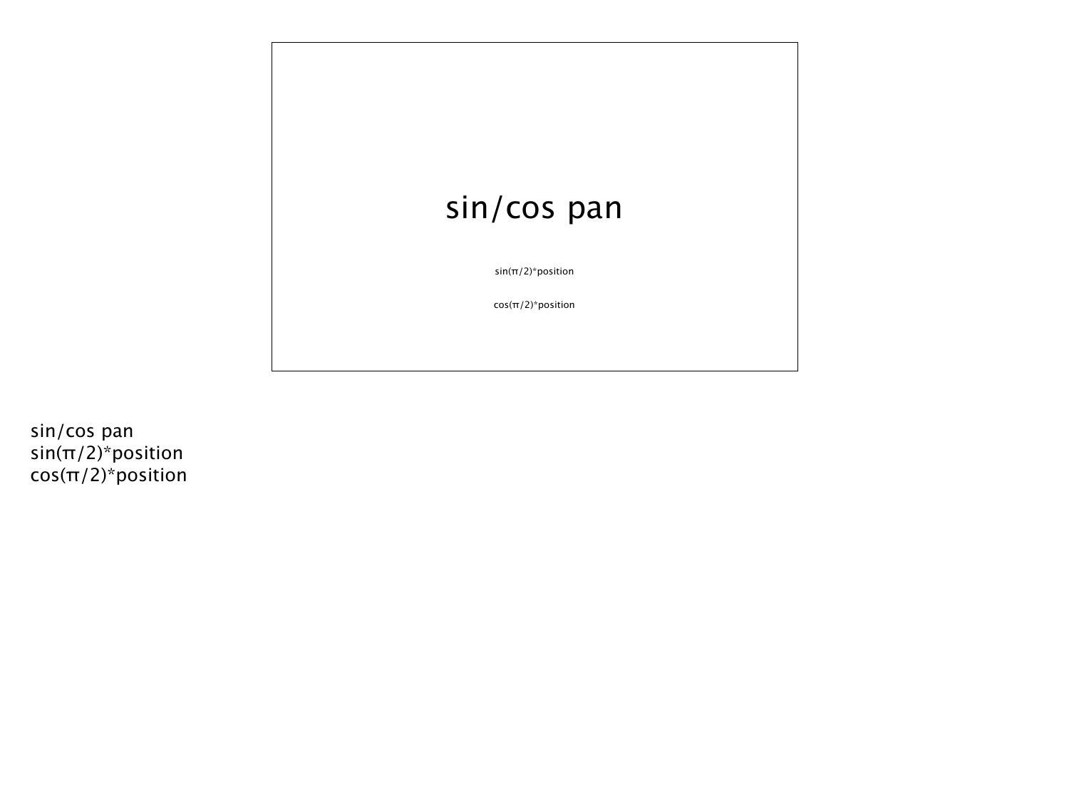# sin/cos pan

$\sin(\pi/2)$*position

$\cos(\pi/2)$*position

sin/cos pan
$\sin(\pi/2)$*position
$\cos(\pi/2)$*position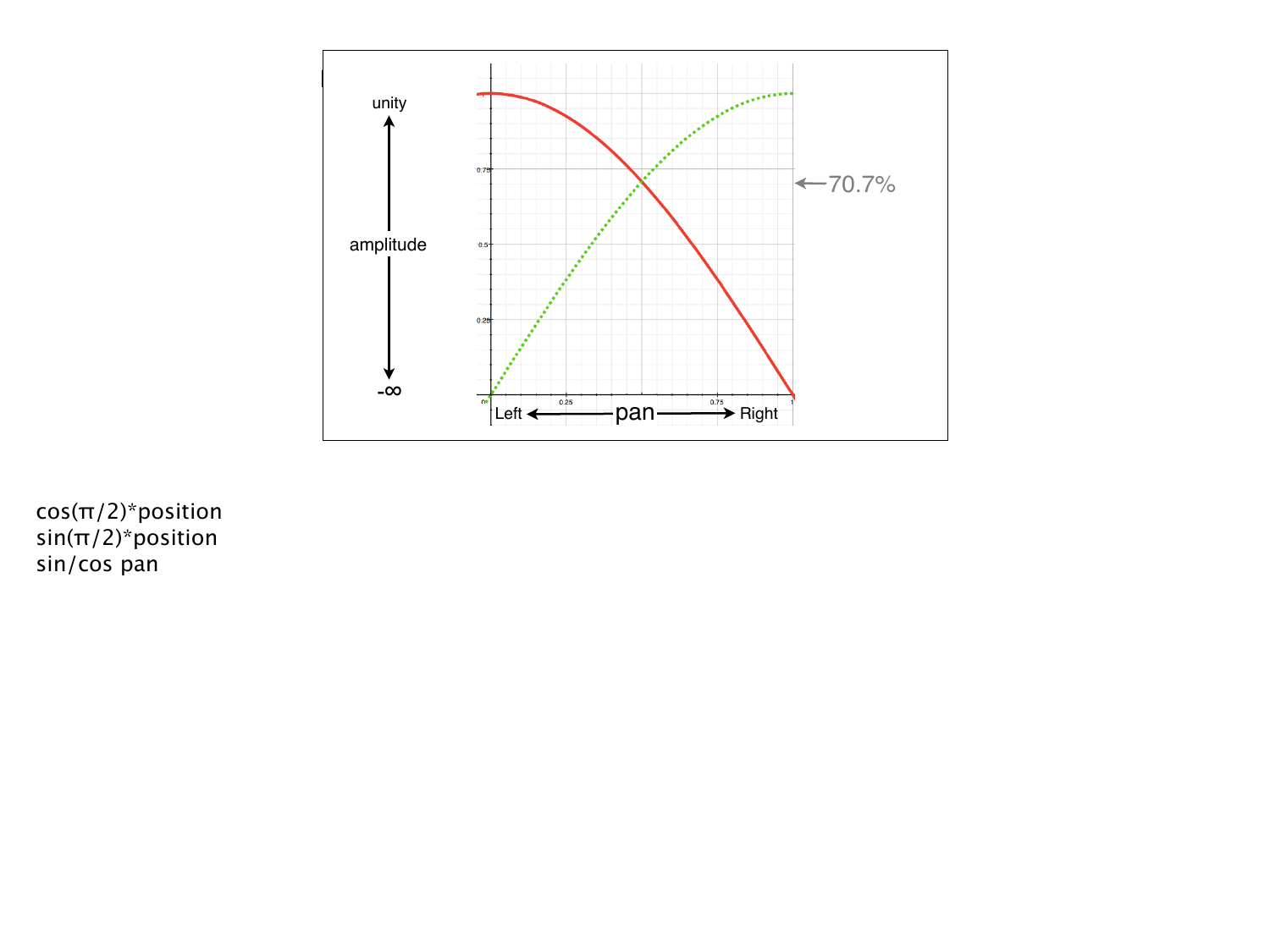cos(π/2)*position
sin(π/2)*position
sin/cos pan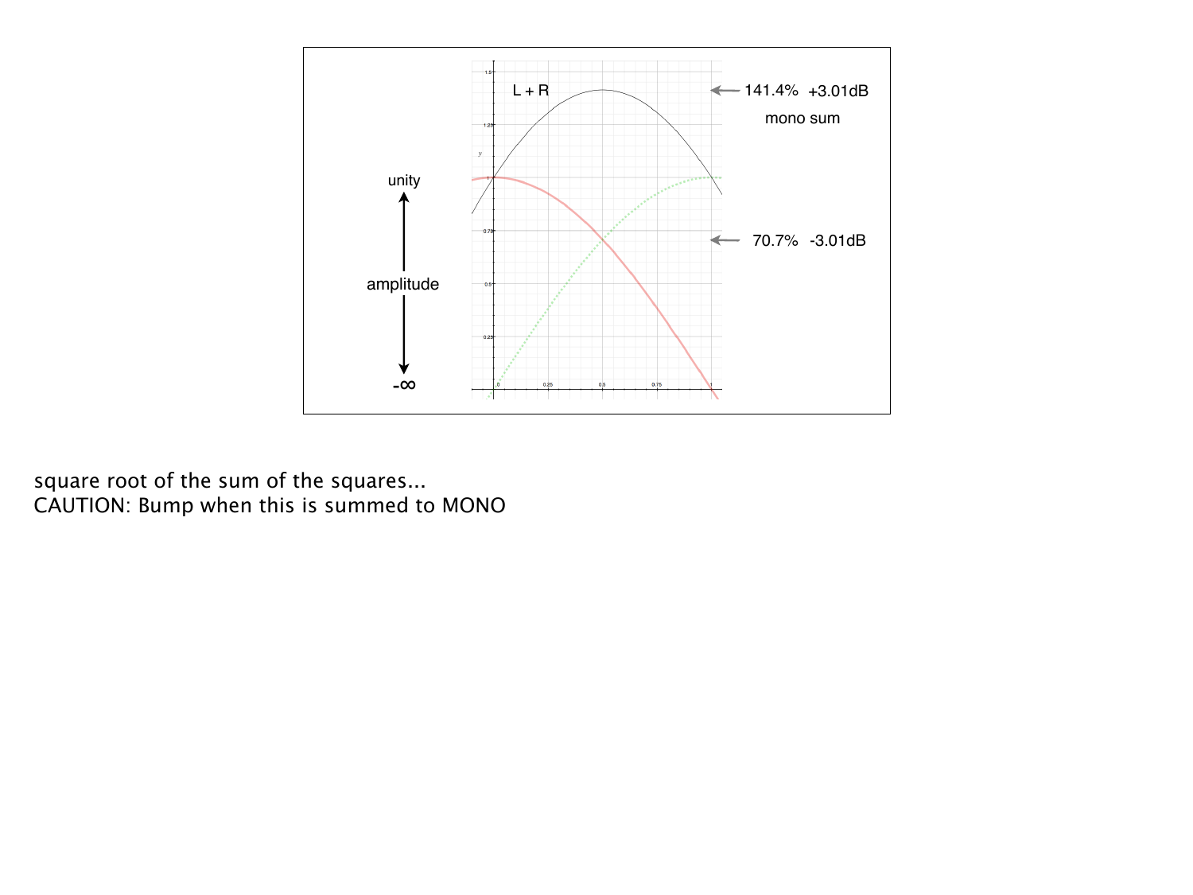square root of the sum of the squares...
CAUTION: Bump when this is summed to MONO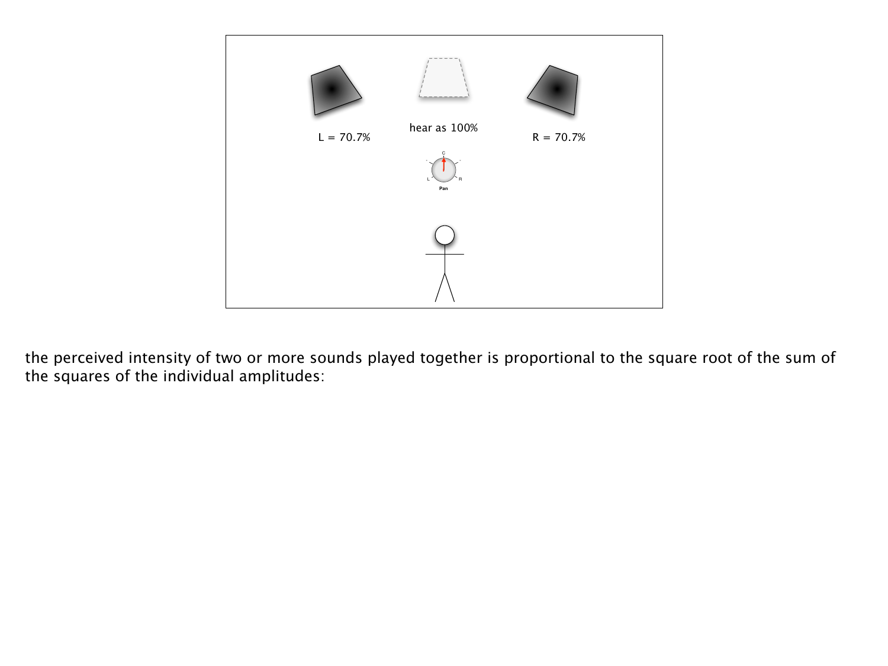the perceived intensity of two or more sounds played together is proportional to the square root of the sum of the squares of the individual amplitudes: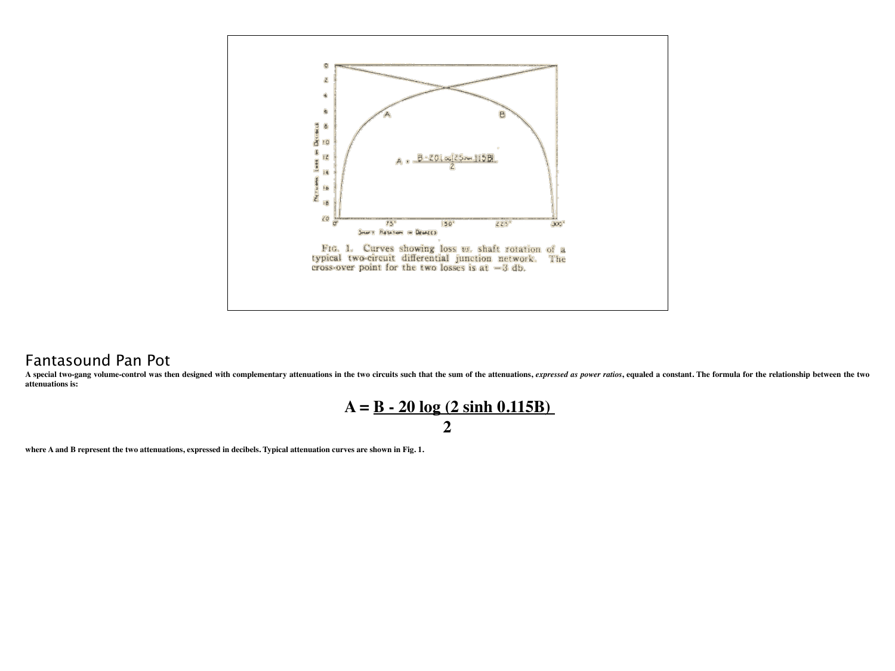FIG. 1. Curves showing loss vs. shaft rotation of a typical two-circuit differential junction network. The cross-over point for the two losses is at −3 db.

## Fantasound Pan Pot

**A special two-gang volume-control was then designed with complementary attenuations in the two circuits such that the sum of the attenuations, *expressed as power ratios*, equaled a constant. The formula for the relationship between the two attenuations is:**

$$A = \frac{B - 20 \log (2 \sinh 0.115B)}{2}$$

**where A and B represent the two attenuations, expressed in decibels. Typical attenuation curves are shown in Fig. 1.**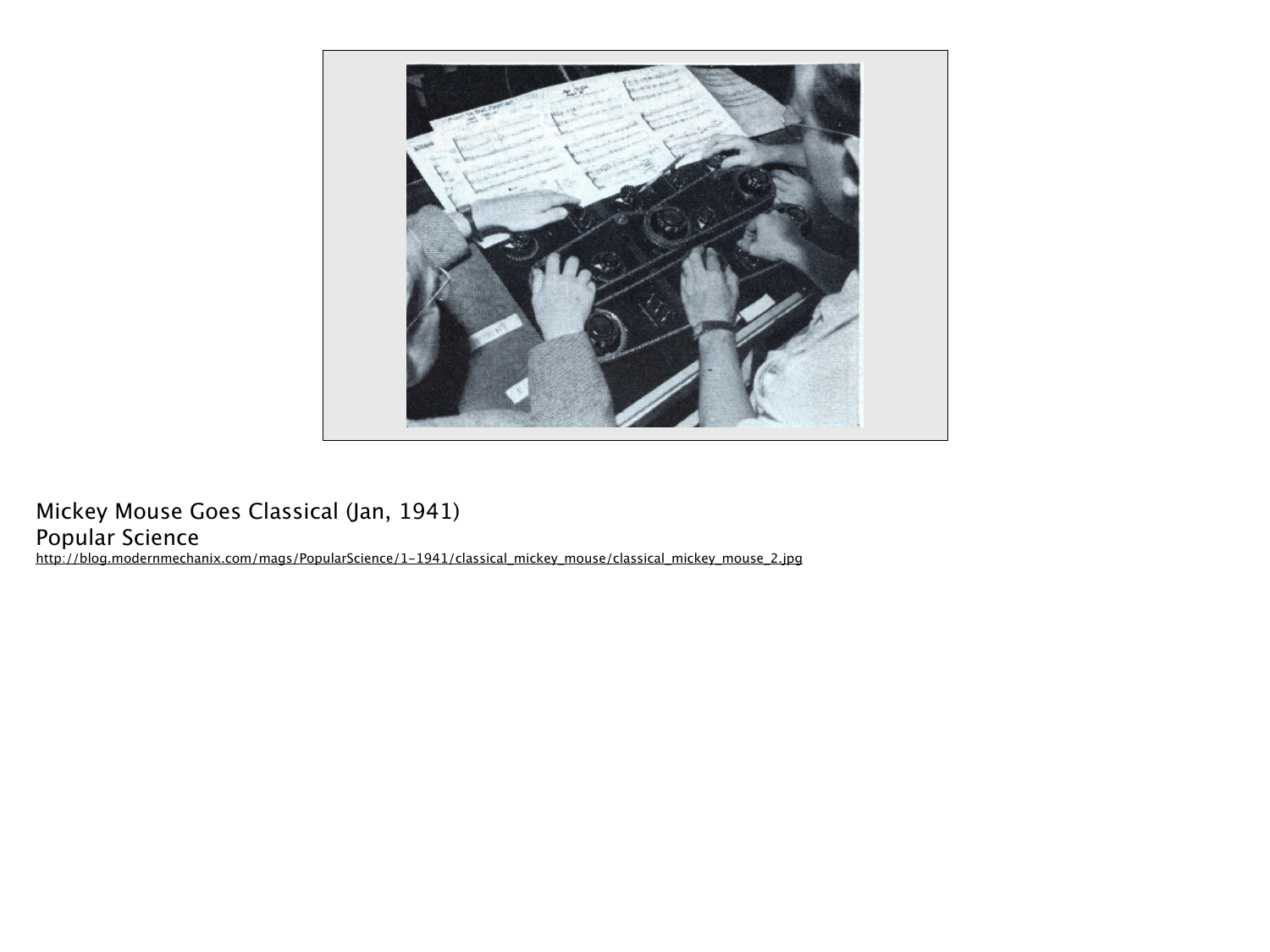Mickey Mouse Goes Classical (Jan, 1941)
Popular Science
http://blog.modernmechanix.com/mags/PopularScience/1-1941/classical_mickey_mouse/classical_mickey_mouse_2.jpg